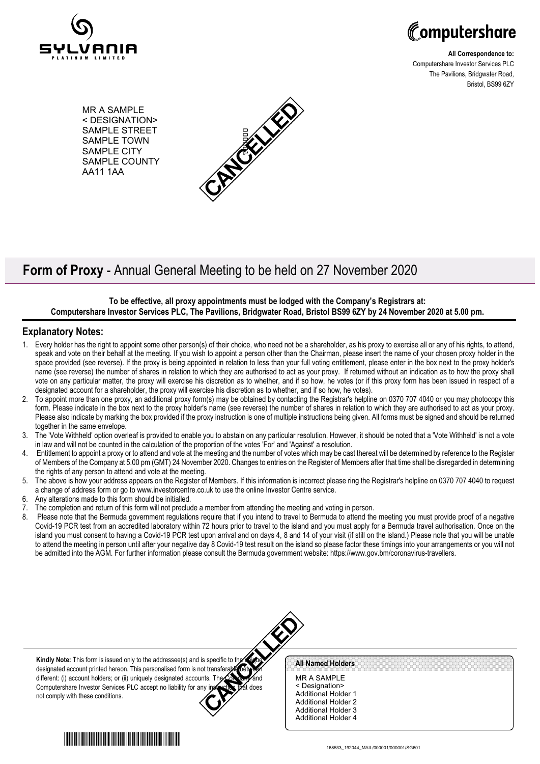**All Correspondence to:**
Computershare Investor Services PLC
The Pavilions, Bridgwater Road,
Bristol, BS99 6ZY

MR A SAMPLE
< DESIGNATION>
SAMPLE STREET
SAMPLE TOWN
SAMPLE CITY
SAMPLE COUNTY
AA11 1AA

CANCELLED

# **Form of Proxy** - Annual General Meeting to be held on 27 November 2020

**To be effective, all proxy appointments must be lodged with the Company's Registrars at: Computershare Investor Services PLC, The Pavilions, Bridgwater Road, Bristol BS99 6ZY by 24 November 2020 at 5.00 pm.**

## Explanatory Notes:

1. Every holder has the right to appoint some other person(s) of their choice, who need not be a shareholder, as his proxy to exercise all or any of his rights, to attend, speak and vote on their behalf at the meeting. If you wish to appoint a person other than the Chairman, please insert the name of your chosen proxy holder in the space provided (see reverse). If the proxy is being appointed in relation to less than your full voting entitlement, please enter in the box next to the proxy holder's name (see reverse) the number of shares in relation to which they are authorised to act as your proxy. If returned without an indication as to how the proxy shall vote on any particular matter, the proxy will exercise his discretion as to whether, and if so how, he votes (or if this proxy form has been issued in respect of a designated account for a shareholder, the proxy will exercise his discretion as to whether, and if so how, he votes).
2. To appoint more than one proxy, an additional proxy form(s) may be obtained by contacting the Registrar's helpline on 0370 707 4040 or you may photocopy this form. Please indicate in the box next to the proxy holder's name (see reverse) the number of shares in relation to which they are authorised to act as your proxy. Please also indicate by marking the box provided if the proxy instruction is one of multiple instructions being given. All forms must be signed and should be returned together in the same envelope.
3. The 'Vote Withheld' option overleaf is provided to enable you to abstain on any particular resolution. However, it should be noted that a 'Vote Withheld' is not a vote in law and will not be counted in the calculation of the proportion of the votes 'For' and 'Against' a resolution.
4. Entitlement to appoint a proxy or to attend and vote at the meeting and the number of votes which may be cast thereat will be determined by reference to the Register of Members of the Company at 5.00 pm (GMT) 24 November 2020. Changes to entries on the Register of Members after that time shall be disregarded in determining the rights of any person to attend and vote at the meeting.
5. The above is how your address appears on the Register of Members. If this information is incorrect please ring the Registrar's helpline on 0370 707 4040 to request a change of address form or go to www.investorcentre.co.uk to use the online Investor Centre service.
6. Any alterations made to this form should be initialled.
7. The completion and return of this form will not preclude a member from attending the meeting and voting in person.
8. Please note that the Bermuda government regulations require that if you intend to travel to Bermuda to attend the meeting you must provide proof of a negative Covid-19 PCR test from an accredited laboratory within 72 hours prior to travel to the island and you must apply for a Bermuda travel authorisation. Once on the island you must consent to having a Covid-19 PCR test upon arrival and on days 4, 8 and 14 of your visit (if still on the island.) Please note that you will be unable to attend the meeting in person until after your negative day 8 Covid-19 test result on the island so please factor these timings into your arrangements or you will not be admitted into the AGM. For further information please consult the Bermuda government website: https://www.gov.bm/coronavirus-travellers.

**Kindly Note:** This form is issued only to the addressee(s) and is specific to the unique designated account printed hereon. This personalised form is not transferable between different: (i) account holders; or (ii) uniquely designated accounts. The Company and Computershare Investor Services PLC accept no liability for any instruction that does not comply with these conditions.

CANCELLED

**All Named Holders**

MR A SAMPLE
< Designation>
Additional Holder 1
Additional Holder 2
Additional Holder 3
Additional Holder 4

168533_192044_MAIL/000001/000001/SG601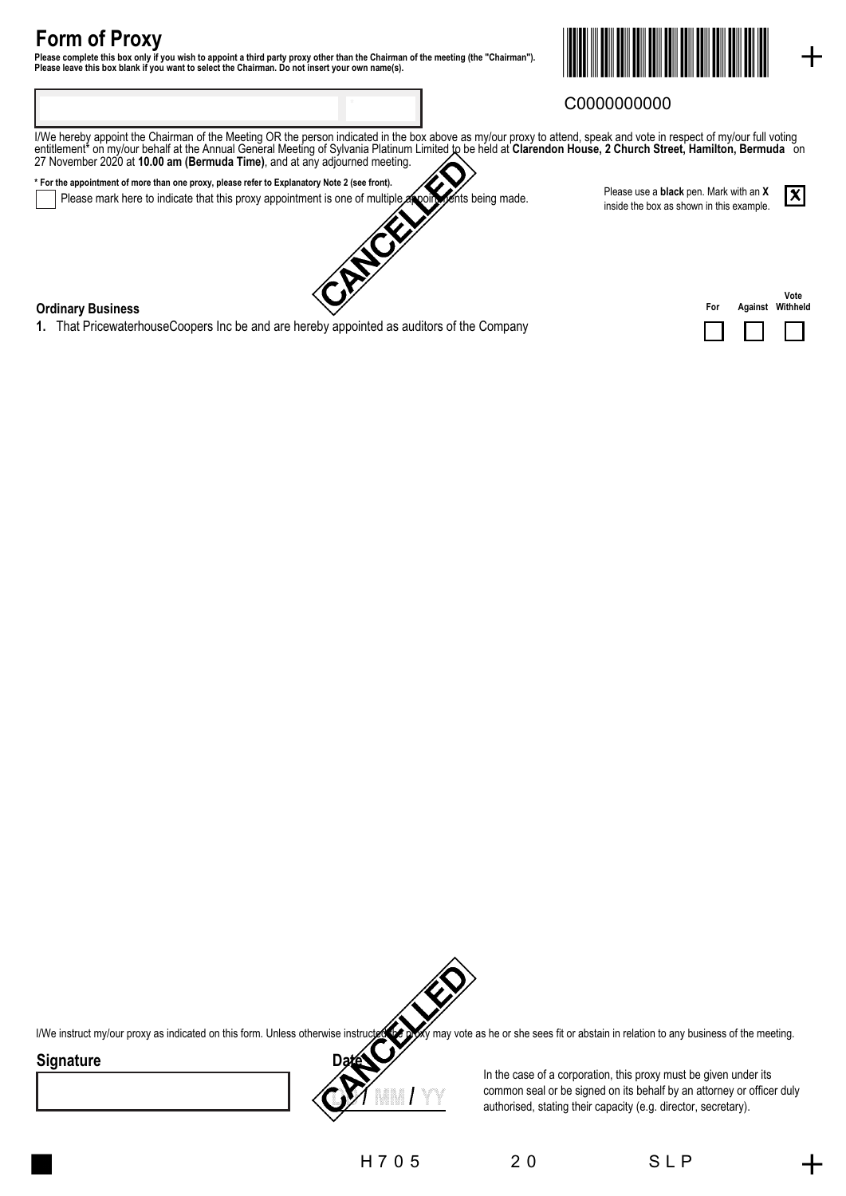# Form of Proxy

**Please complete this box only if you wish to appoint a third party proxy other than the Chairman of the meeting (the "Chairman"). Please leave this box blank if you want to select the Chairman. Do not insert your own name(s).**

C0000000000

I/We hereby appoint the Chairman of the Meeting OR the person indicated in the box above as my/our proxy to attend, speak and vote in respect of my/our full voting entitlement* on my/our behalf at the Annual General Meeting of Sylvania Platinum Limited to be held at **Clarendon House, 2 Church Street, Hamilton, Bermuda** on 27 November 2020 at **10.00 am (Bermuda Time)**, and at any adjourned meeting.

**\* For the appointment of more than one proxy, please refer to Explanatory Note 2 (see front).**

☐ Please mark here to indicate that this proxy appointment is one of multiple appointments being made.

Please use a **black** pen. Mark with an **X** inside the box as shown in this example. ☒

CANCELLED

**Ordinary Business**

| | For | Against | Vote Withheld |
|---|---|---|---|
| **1.** That PricewaterhouseCoopers Inc be and are hereby appointed as auditors of the Company | ☐ | ☐ | ☐ |

CANCELLED

I/We instruct my/our proxy as indicated on this form. Unless otherwise instructed the proxy may vote as he or she sees fit or abstain in relation to any business of the meeting.

**Signature**

**Date**

DD / MM / YY

In the case of a corporation, this proxy must be given under its common seal or be signed on its behalf by an attorney or officer duly authorised, stating their capacity (e.g. director, secretary).

H705 20 SLP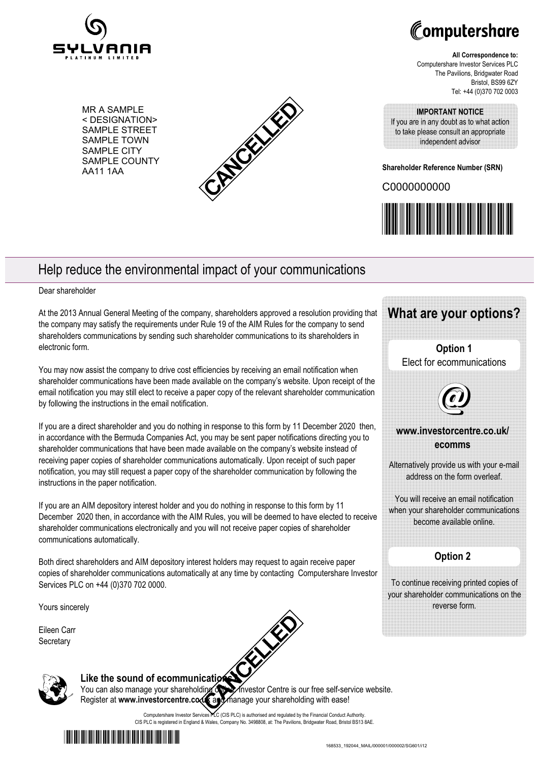SYLVANIA PLATINUM LIMITED

Computershare

**All Correspondence to:**
Computershare Investor Services PLC
The Pavilions, Bridgwater Road
Bristol, BS99 6ZY
Tel: +44 (0)370 702 0003

MR A SAMPLE
< DESIGNATION>
SAMPLE STREET
SAMPLE TOWN
SAMPLE CITY
SAMPLE COUNTY
AA11 1AA

CANCELLED

**IMPORTANT NOTICE**
If you are in any doubt as to what action to take please consult an appropriate independent advisor

**Shareholder Reference Number (SRN)**

C0000000000

## Help reduce the environmental impact of your communications

Dear shareholder

At the 2013 Annual General Meeting of the company, shareholders approved a resolution providing that the company may satisfy the requirements under Rule 19 of the AIM Rules for the company to send shareholders communications by sending such shareholder communications to its shareholders in electronic form.

You may now assist the company to drive cost efficiencies by receiving an email notification when shareholder communications have been made available on the company's website. Upon receipt of the email notification you may still elect to receive a paper copy of the relevant shareholder communication by following the instructions in the email notification.

If you are a direct shareholder and you do nothing in response to this form by 11 December 2020 then, in accordance with the Bermuda Companies Act, you may be sent paper notifications directing you to shareholder communications that have been made available on the company's website instead of receiving paper copies of shareholder communications automatically. Upon receipt of such paper notification, you may still request a paper copy of the shareholder communication by following the instructions in the paper notification.

If you are an AIM depository interest holder and you do nothing in response to this form by 11 December 2020 then, in accordance with the AIM Rules, you will be deemed to have elected to receive shareholder communications electronically and you will not receive paper copies of shareholder communications automatically.

Both direct shareholders and AIM depository interest holders may request to again receive paper copies of shareholder communications automatically at any time by contacting Computershare Investor Services PLC on +44 (0)370 702 0000.

Yours sincerely

Eileen Carr
Secretary

## What are your options?

**Option 1**
Elect for ecommunications

@

**www.investorcentre.co.uk/ecomms**

Alternatively provide us with your e-mail address on the form overleaf.

You will receive an email notification when your shareholder communications become available online.

**Option 2**

To continue receiving printed copies of your shareholder communications on the reverse form.

CANCELLED

**Like the sound of ecommunications?**
You can also manage your shareholding online. Investor Centre is our free self-service website. Register at **www.investorcentre.co.uk** and manage your shareholding with ease!

Computershare Investor Services PLC (CIS PLC) is authorised and regulated by the Financial Conduct Authority.
CIS PLC is registered in England & Wales, Company No. 3498808, at: The Pavilions, Bridgwater Road, Bristol BS13 8AE.

168533_192044_MAIL/000001/000002/SG601/i12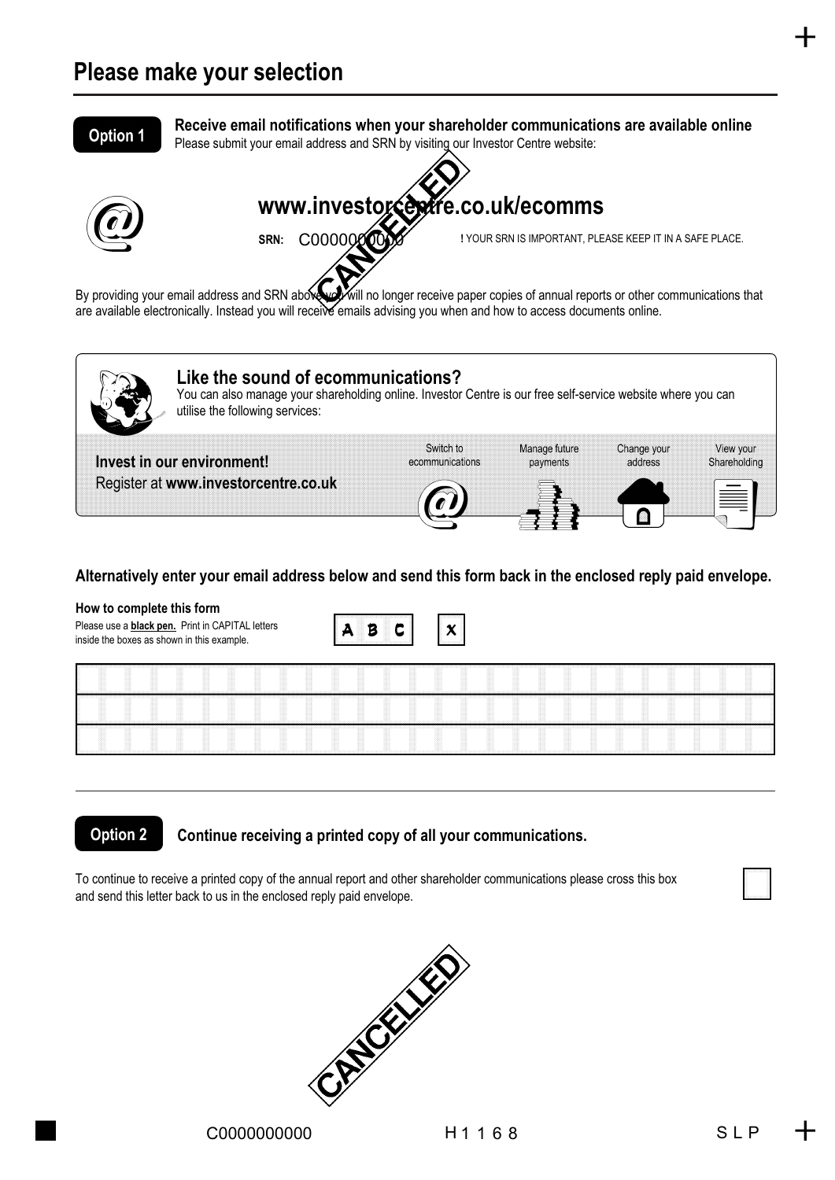# Please make your selection

**Option 1**

**Receive email notifications when your shareholder communications are available online**

Please submit your email address and SRN by visiting our Investor Centre website:

## www.investorcentre.co.uk/ecomms

**SRN:** C0000000000 **!** YOUR SRN IS IMPORTANT, PLEASE KEEP IT IN A SAFE PLACE.

CANCELLED

By providing your email address and SRN above you will no longer receive paper copies of annual reports or other communications that are available electronically. Instead you will receive emails advising you when and how to access documents online.

### Like the sound of ecommunications?

You can also manage your shareholding online. Investor Centre is our free self-service website where you can utilise the following services:

**Invest in our environment!**

Register at **www.investorcentre.co.uk**

Switch to ecommunications | Manage future payments | Change your address | View your Shareholding

**Alternatively enter your email address below and send this form back in the enclosed reply paid envelope.**

**How to complete this form**

Please use a **black pen.** Print in CAPITAL letters inside the boxes as shown in this example.

A B C X

**Option 2**

**Continue receiving a printed copy of all your communications.**

To continue to receive a printed copy of the annual report and other shareholder communications please cross this box and send this letter back to us in the enclosed reply paid envelope. ☐

CANCELLED

C0000000000 H1168 SLP